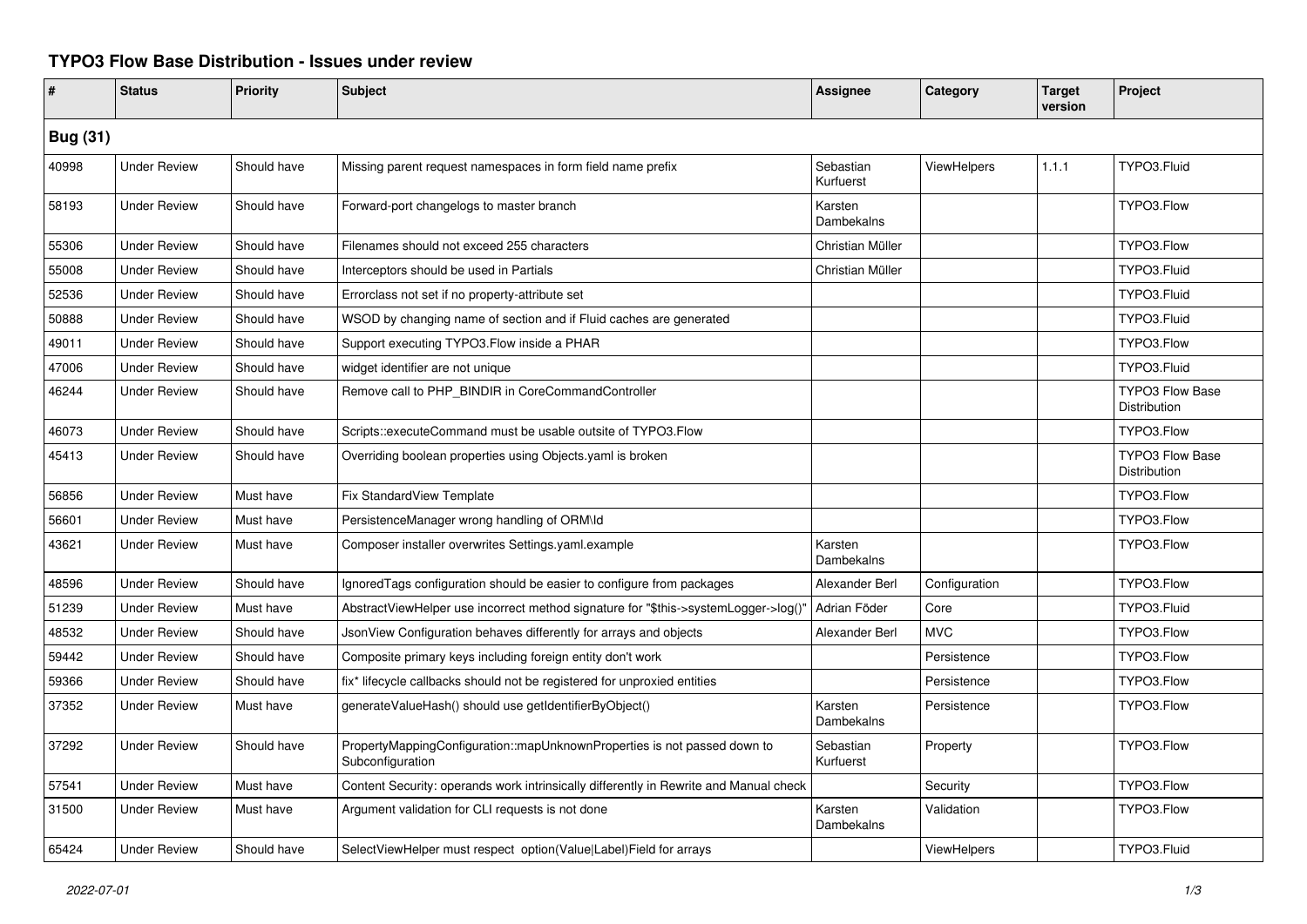# TYPO3 Flow Base Distribution - Issues under review

| # | Status | Priority | Subject | Assignee | Category | Target version | Project |
|---|---|---|---|---|---|---|---|
| **Bug (31)** | | | | | | | |
| 40998 | Under Review | Should have | Missing parent request namespaces in form field name prefix | Sebastian Kurfuerst | ViewHelpers | 1.1.1 | TYPO3.Fluid |
| 58193 | Under Review | Should have | Forward-port changelogs to master branch | Karsten Dambekalns | | | TYPO3.Flow |
| 55306 | Under Review | Should have | Filenames should not exceed 255 characters | Christian Müller | | | TYPO3.Flow |
| 55008 | Under Review | Should have | Interceptors should be used in Partials | Christian Müller | | | TYPO3.Fluid |
| 52536 | Under Review | Should have | Errorclass not set if no property-attribute set | | | | TYPO3.Fluid |
| 50888 | Under Review | Should have | WSOD by changing name of section and if Fluid caches are generated | | | | TYPO3.Fluid |
| 49011 | Under Review | Should have | Support executing TYPO3.Flow inside a PHAR | | | | TYPO3.Flow |
| 47006 | Under Review | Should have | widget identifier are not unique | | | | TYPO3.Fluid |
| 46244 | Under Review | Should have | Remove call to PHP_BINDIR in CoreCommandController | | | | TYPO3 Flow Base Distribution |
| 46073 | Under Review | Should have | Scripts::executeCommand must be usable outsite of TYPO3.Flow | | | | TYPO3.Flow |
| 45413 | Under Review | Should have | Overriding boolean properties using Objects.yaml is broken | | | | TYPO3 Flow Base Distribution |
| 56856 | Under Review | Must have | Fix StandardView Template | | | | TYPO3.Flow |
| 56601 | Under Review | Must have | PersistenceManager wrong handling of ORM\Id | | | | TYPO3.Flow |
| 43621 | Under Review | Must have | Composer installer overwrites Settings.yaml.example | Karsten Dambekalns | | | TYPO3.Flow |
| 48596 | Under Review | Should have | IgnoredTags configuration should be easier to configure from packages | Alexander Berl | Configuration | | TYPO3.Flow |
| 51239 | Under Review | Must have | AbstractViewHelper use incorrect method signature for "$this->systemLogger->log()" | Adrian Föder | Core | | TYPO3.Fluid |
| 48532 | Under Review | Should have | JsonView Configuration behaves differently for arrays and objects | Alexander Berl | MVC | | TYPO3.Flow |
| 59442 | Under Review | Should have | Composite primary keys including foreign entity don't work | | Persistence | | TYPO3.Flow |
| 59366 | Under Review | Should have | fix* lifecycle callbacks should not be registered for unproxied entities | | Persistence | | TYPO3.Flow |
| 37352 | Under Review | Must have | generateValueHash() should use getIdentifierByObject() | Karsten Dambekalns | Persistence | | TYPO3.Flow |
| 37292 | Under Review | Should have | PropertyMappingConfiguration::mapUnknownProperties is not passed down to Subconfiguration | Sebastian Kurfuerst | Property | | TYPO3.Flow |
| 57541 | Under Review | Must have | Content Security: operands work intrinsically differently in Rewrite and Manual check | | Security | | TYPO3.Flow |
| 31500 | Under Review | Must have | Argument validation for CLI requests is not done | Karsten Dambekalns | Validation | | TYPO3.Flow |
| 65424 | Under Review | Should have | SelectViewHelper must respect option(Value\|Label)Field for arrays | | ViewHelpers | | TYPO3.Fluid |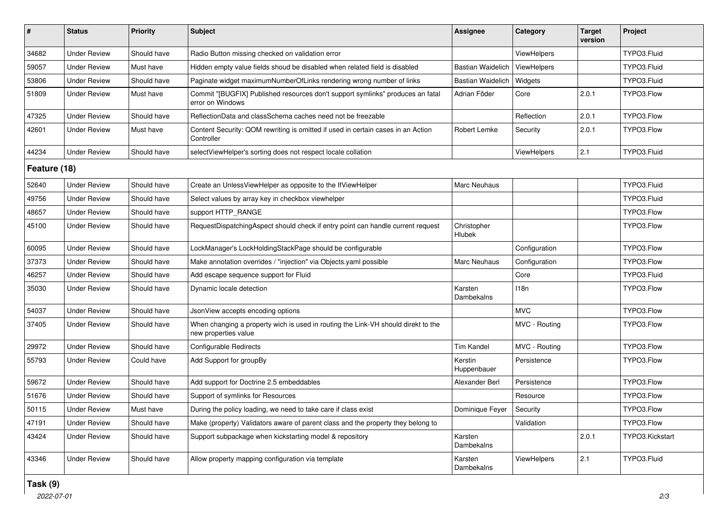| # | Status | Priority | Subject | Assignee | Category | Target version | Project |
|---|---|---|---|---|---|---|---|
| 34682 | Under Review | Should have | Radio Button missing checked on validation error | | ViewHelpers | | TYPO3.Fluid |
| 59057 | Under Review | Must have | Hidden empty value fields shoud be disabled when related field is disabled | Bastian Waidelich | ViewHelpers | | TYPO3.Fluid |
| 53806 | Under Review | Should have | Paginate widget maximumNumberOfLinks rendering wrong number of links | Bastian Waidelich | Widgets | | TYPO3.Fluid |
| 51809 | Under Review | Must have | Commit "[BUGFIX] Published resources don't support symlinks" produces an fatal error on Windows | Adrian Föder | Core | 2.0.1 | TYPO3.Flow |
| 47325 | Under Review | Should have | ReflectionData and classSchema caches need not be freezable | | Reflection | 2.0.1 | TYPO3.Flow |
| 42601 | Under Review | Must have | Content Security: QOM rewriting is omitted if used in certain cases in an Action Controller | Robert Lemke | Security | 2.0.1 | TYPO3.Flow |
| 44234 | Under Review | Should have | selectViewHelper's sorting does not respect locale collation | | ViewHelpers | 2.1 | TYPO3.Fluid |
| **Feature (18)** | | | | | | | |
| 52640 | Under Review | Should have | Create an UnlessViewHelper as opposite to the IfViewHelper | Marc Neuhaus | | | TYPO3.Fluid |
| 49756 | Under Review | Should have | Select values by array key in checkbox viewhelper | | | | TYPO3.Fluid |
| 48657 | Under Review | Should have | support HTTP_RANGE | | | | TYPO3.Flow |
| 45100 | Under Review | Should have | RequestDispatchingAspect should check if entry point can handle current request | Christopher Hlubek | | | TYPO3.Flow |
| 60095 | Under Review | Should have | LockManager's LockHoldingStackPage should be configurable | | Configuration | | TYPO3.Flow |
| 37373 | Under Review | Should have | Make annotation overrides / "injection" via Objects.yaml possible | Marc Neuhaus | Configuration | | TYPO3.Flow |
| 46257 | Under Review | Should have | Add escape sequence support for Fluid | | Core | | TYPO3.Fluid |
| 35030 | Under Review | Should have | Dynamic locale detection | Karsten Dambekalns | I18n | | TYPO3.Flow |
| 54037 | Under Review | Should have | JsonView accepts encoding options | | MVC | | TYPO3.Flow |
| 37405 | Under Review | Should have | When changing a property wich is used in routing the Link-VH should direkt to the new properties value | | MVC - Routing | | TYPO3.Flow |
| 29972 | Under Review | Should have | Configurable Redirects | Tim Kandel | MVC - Routing | | TYPO3.Flow |
| 55793 | Under Review | Could have | Add Support for groupBy | Kerstin Huppenbauer | Persistence | | TYPO3.Flow |
| 59672 | Under Review | Should have | Add support for Doctrine 2.5 embeddables | Alexander Berl | Persistence | | TYPO3.Flow |
| 51676 | Under Review | Should have | Support of symlinks for Resources | | Resource | | TYPO3.Flow |
| 50115 | Under Review | Must have | During the policy loading, we need to take care if class exist | Dominique Feyer | Security | | TYPO3.Flow |
| 47191 | Under Review | Should have | Make (property) Validators aware of parent class and the property they belong to | | Validation | | TYPO3.Flow |
| 43424 | Under Review | Should have | Support subpackage when kickstarting model & repository | Karsten Dambekalns | | 2.0.1 | TYPO3.Kickstart |
| 43346 | Under Review | Should have | Allow property mapping configuration via template | Karsten Dambekalns | ViewHelpers | 2.1 | TYPO3.Fluid |
| **Task (9)** | | | | | | | |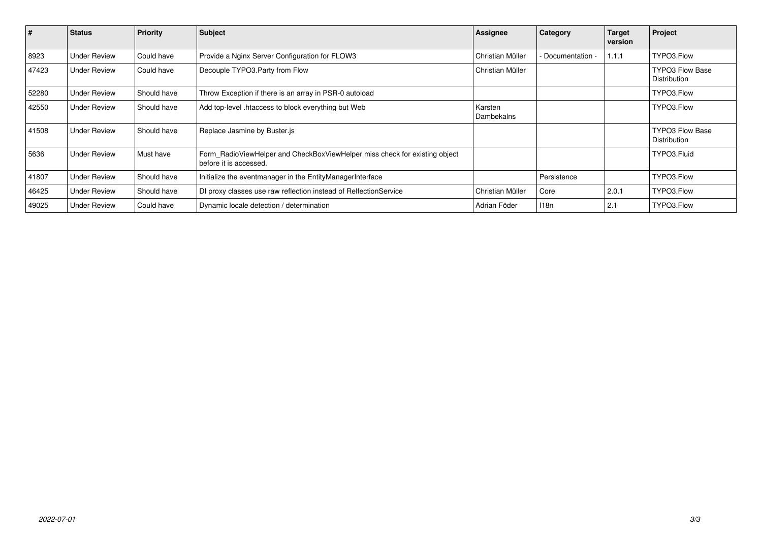| # | Status | Priority | Subject | Assignee | Category | Target version | Project |
|---|---|---|---|---|---|---|---|
| 8923 | Under Review | Could have | Provide a Nginx Server Configuration for FLOW3 | Christian Müller | - Documentation - | 1.1.1 | TYPO3.Flow |
| 47423 | Under Review | Could have | Decouple TYPO3.Party from Flow | Christian Müller | | | TYPO3 Flow Base Distribution |
| 52280 | Under Review | Should have | Throw Exception if there is an array in PSR-0 autoload | | | | TYPO3.Flow |
| 42550 | Under Review | Should have | Add top-level .htaccess to block everything but Web | Karsten Dambekalns | | | TYPO3.Flow |
| 41508 | Under Review | Should have | Replace Jasmine by Buster.js | | | | TYPO3 Flow Base Distribution |
| 5636 | Under Review | Must have | Form_RadioViewHelper and CheckBoxViewHelper miss check for existing object before it is accessed. | | | | TYPO3.Fluid |
| 41807 | Under Review | Should have | Initialize the eventmanager in the EntityManagerInterface | | Persistence | | TYPO3.Flow |
| 46425 | Under Review | Should have | DI proxy classes use raw reflection instead of RelfectionService | Christian Müller | Core | 2.0.1 | TYPO3.Flow |
| 49025 | Under Review | Could have | Dynamic locale detection / determination | Adrian Föder | I18n | 2.1 | TYPO3.Flow |